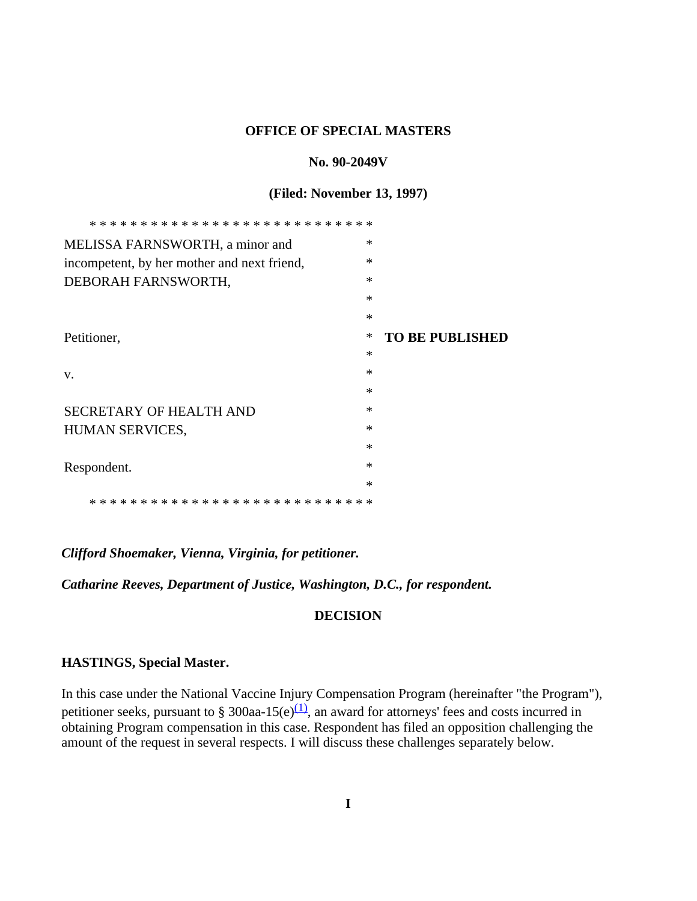**OFFICE OF SPECIAL MASTERS**

**No. 90-2049V**

**(Filed: November 13, 1997)**

* * * * * * * * * * * * * * * * * * * * * * * * * * * * *

MELISSA FARNSWORTH, a minor and incompetent, by her mother and next friend, DEBORAH FARNSWORTH,

Petitioner,

v.

SECRETARY OF HEALTH AND HUMAN SERVICES,

Respondent.

* * * * * * * * * * * * * * * * * * * * * * * * * * * * *

**TO BE PUBLISHED**

***Clifford Shoemaker, Vienna, Virginia, for petitioner.***

***Catharine Reeves, Department of Justice, Washington, D.C., for respondent.***

**DECISION**

**HASTINGS, Special Master.**

In this case under the National Vaccine Injury Compensation Program (hereinafter "the Program"), petitioner seeks, pursuant to § 300aa-15(e)[(1)], an award for attorneys' fees and costs incurred in obtaining Program compensation in this case. Respondent has filed an opposition challenging the amount of the request in several respects. I will discuss these challenges separately below.

**I**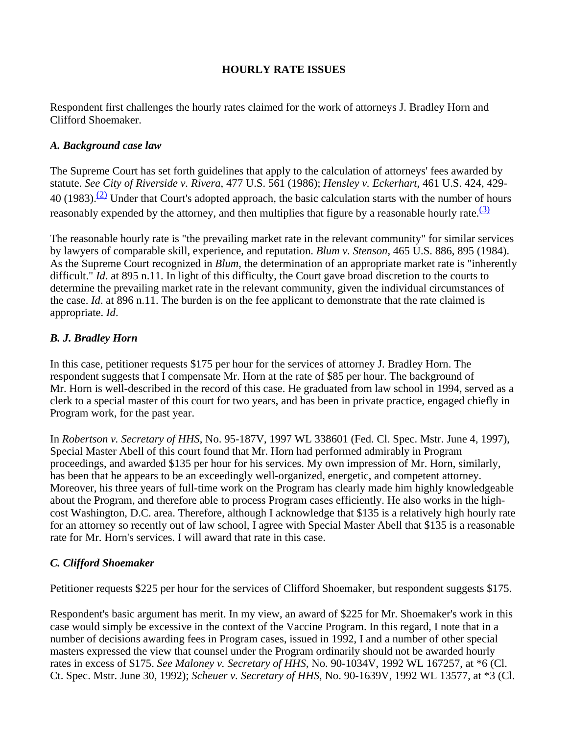## HOURLY RATE ISSUES

Respondent first challenges the hourly rates claimed for the work of attorneys J. Bradley Horn and Clifford Shoemaker.

### *A. Background case law*

The Supreme Court has set forth guidelines that apply to the calculation of attorneys' fees awarded by statute. *See City of Riverside v. Rivera*, 477 U.S. 561 (1986); *Hensley v. Eckerhart*, 461 U.S. 424, 429-40 (1983).[(2)] Under that Court's adopted approach, the basic calculation starts with the number of hours reasonably expended by the attorney, and then multiplies that figure by a reasonable hourly rate.[(3)]

The reasonable hourly rate is "the prevailing market rate in the relevant community" for similar services by lawyers of comparable skill, experience, and reputation. *Blum v. Stenson*, 465 U.S. 886, 895 (1984). As the Supreme Court recognized in *Blum*, the determination of an appropriate market rate is "inherently difficult." *Id*. at 895 n.11. In light of this difficulty, the Court gave broad discretion to the courts to determine the prevailing market rate in the relevant community, given the individual circumstances of the case. *Id*. at 896 n.11. The burden is on the fee applicant to demonstrate that the rate claimed is appropriate. *Id*.

### *B. J. Bradley Horn*

In this case, petitioner requests $175 per hour for the services of attorney J. Bradley Horn. The respondent suggests that I compensate Mr. Horn at the rate of $85 per hour. The background of Mr. Horn is well-described in the record of this case. He graduated from law school in 1994, served as a clerk to a special master of this court for two years, and has been in private practice, engaged chiefly in Program work, for the past year.

In *Robertson v. Secretary of HHS*, No. 95-187V, 1997 WL 338601 (Fed. Cl. Spec. Mstr. June 4, 1997), Special Master Abell of this court found that Mr. Horn had performed admirably in Program proceedings, and awarded $135 per hour for his services. My own impression of Mr. Horn, similarly, has been that he appears to be an exceedingly well-organized, energetic, and competent attorney. Moreover, his three years of full-time work on the Program has clearly made him highly knowledgeable about the Program, and therefore able to process Program cases efficiently. He also works in the high-cost Washington, D.C. area. Therefore, although I acknowledge that $135 is a relatively high hourly rate for an attorney so recently out of law school, I agree with Special Master Abell that $135 is a reasonable rate for Mr. Horn's services. I will award that rate in this case.

### *C. Clifford Shoemaker*

Petitioner requests $225 per hour for the services of Clifford Shoemaker, but respondent suggests $175.

Respondent's basic argument has merit. In my view, an award of $225 for Mr. Shoemaker's work in this case would simply be excessive in the context of the Vaccine Program. In this regard, I note that in a number of decisions awarding fees in Program cases, issued in 1992, I and a number of other special masters expressed the view that counsel under the Program ordinarily should not be awarded hourly rates in excess of $175. *See Maloney v. Secretary of HHS*, No. 90-1034V, 1992 WL 167257, at *6 (Cl. Ct. Spec. Mstr. June 30, 1992); *Scheuer v. Secretary of HHS*, No. 90-1639V, 1992 WL 13577, at *3 (Cl.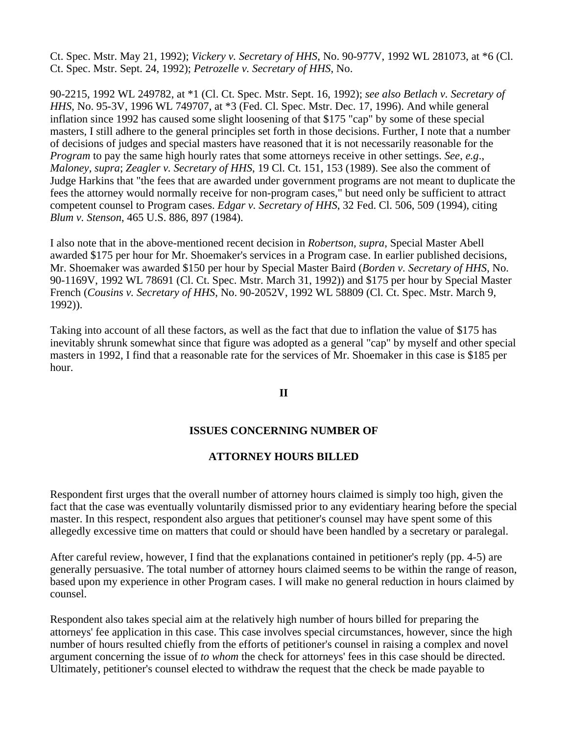Ct. Spec. Mstr. May 21, 1992); *Vickery v. Secretary of HHS*, No. 90-977V, 1992 WL 281073, at *6 (Cl. Ct. Spec. Mstr. Sept. 24, 1992); *Petrozelle v. Secretary of HHS*, No.

90-2215, 1992 WL 249782, at *1 (Cl. Ct. Spec. Mstr. Sept. 16, 1992); *see also Betlach v. Secretary of HHS*, No. 95-3V, 1996 WL 749707, at *3 (Fed. Cl. Spec. Mstr. Dec. 17, 1996). And while general inflation since 1992 has caused some slight loosening of that $175 "cap" by some of these special masters, I still adhere to the general principles set forth in those decisions. Further, I note that a number of decisions of judges and special masters have reasoned that it is not necessarily reasonable for the *Program* to pay the same high hourly rates that some attorneys receive in other settings. *See*, *e.g*., *Maloney*, *supra*; *Zeagler v. Secretary of HHS*, 19 Cl. Ct. 151, 153 (1989). See also the comment of Judge Harkins that "the fees that are awarded under government programs are not meant to duplicate the fees the attorney would normally receive for non-program cases," but need only be sufficient to attract competent counsel to Program cases. *Edgar v. Secretary of HHS*, 32 Fed. Cl. 506, 509 (1994), citing *Blum v. Stenson*, 465 U.S. 886, 897 (1984).

I also note that in the above-mentioned recent decision in *Robertson, supra*, Special Master Abell awarded $175 per hour for Mr. Shoemaker's services in a Program case. In earlier published decisions, Mr. Shoemaker was awarded $150 per hour by Special Master Baird (*Borden v. Secretary of HHS*, No. 90-1169V, 1992 WL 78691 (Cl. Ct. Spec. Mstr. March 31, 1992)) and $175 per hour by Special Master French (*Cousins v. Secretary of HHS*, No. 90-2052V, 1992 WL 58809 (Cl. Ct. Spec. Mstr. March 9, 1992)).

Taking into account of all these factors, as well as the fact that due to inflation the value of $175 has inevitably shrunk somewhat since that figure was adopted as a general "cap" by myself and other special masters in 1992, I find that a reasonable rate for the services of Mr. Shoemaker in this case is $185 per hour.

## II

## ISSUES CONCERNING NUMBER OF ATTORNEY HOURS BILLED

Respondent first urges that the overall number of attorney hours claimed is simply too high, given the fact that the case was eventually voluntarily dismissed prior to any evidentiary hearing before the special master. In this respect, respondent also argues that petitioner's counsel may have spent some of this allegedly excessive time on matters that could or should have been handled by a secretary or paralegal.

After careful review, however, I find that the explanations contained in petitioner's reply (pp. 4-5) are generally persuasive. The total number of attorney hours claimed seems to be within the range of reason, based upon my experience in other Program cases. I will make no general reduction in hours claimed by counsel.

Respondent also takes special aim at the relatively high number of hours billed for preparing the attorneys' fee application in this case. This case involves special circumstances, however, since the high number of hours resulted chiefly from the efforts of petitioner's counsel in raising a complex and novel argument concerning the issue of *to whom* the check for attorneys' fees in this case should be directed. Ultimately, petitioner's counsel elected to withdraw the request that the check be made payable to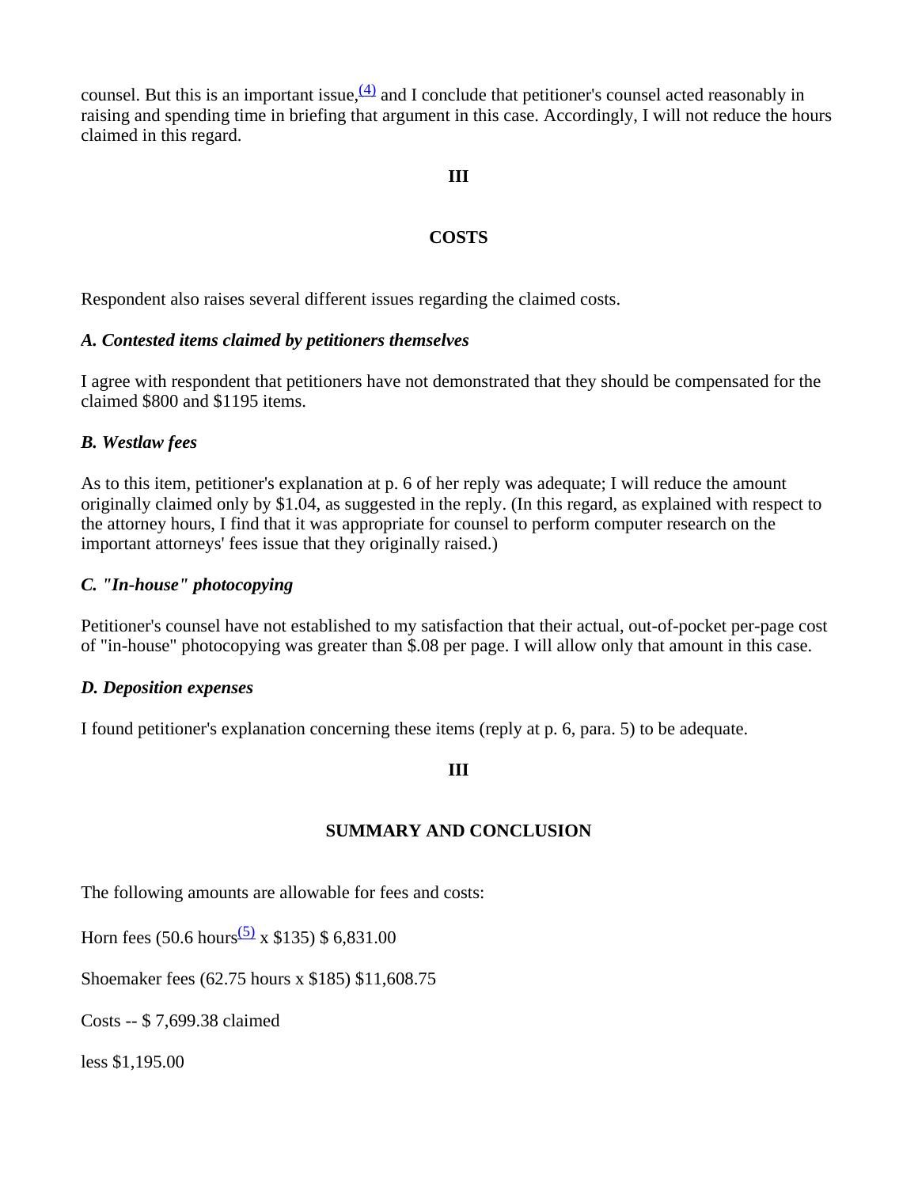counsel. But this is an important issue,[(4)] and I conclude that petitioner's counsel acted reasonably in raising and spending time in briefing that argument in this case. Accordingly, I will not reduce the hours claimed in this regard.

## III

## COSTS

Respondent also raises several different issues regarding the claimed costs.

***A. Contested items claimed by petitioners themselves***

I agree with respondent that petitioners have not demonstrated that they should be compensated for the claimed $800 and $1195 items.

***B. Westlaw fees***

As to this item, petitioner's explanation at p. 6 of her reply was adequate; I will reduce the amount originally claimed only by $1.04, as suggested in the reply. (In this regard, as explained with respect to the attorney hours, I find that it was appropriate for counsel to perform computer research on the important attorneys' fees issue that they originally raised.)

***C. "In-house" photocopying***

Petitioner's counsel have not established to my satisfaction that their actual, out-of-pocket per-page cost of "in-house" photocopying was greater than $.08 per page. I will allow only that amount in this case.

***D. Deposition expenses***

I found petitioner's explanation concerning these items (reply at p. 6, para. 5) to be adequate.

## III

## SUMMARY AND CONCLUSION

The following amounts are allowable for fees and costs:

Horn fees (50.6 hours[(5)] x $135) $ 6,831.00

Shoemaker fees (62.75 hours x $185) $11,608.75

Costs -- $ 7,699.38 claimed

less $1,195.00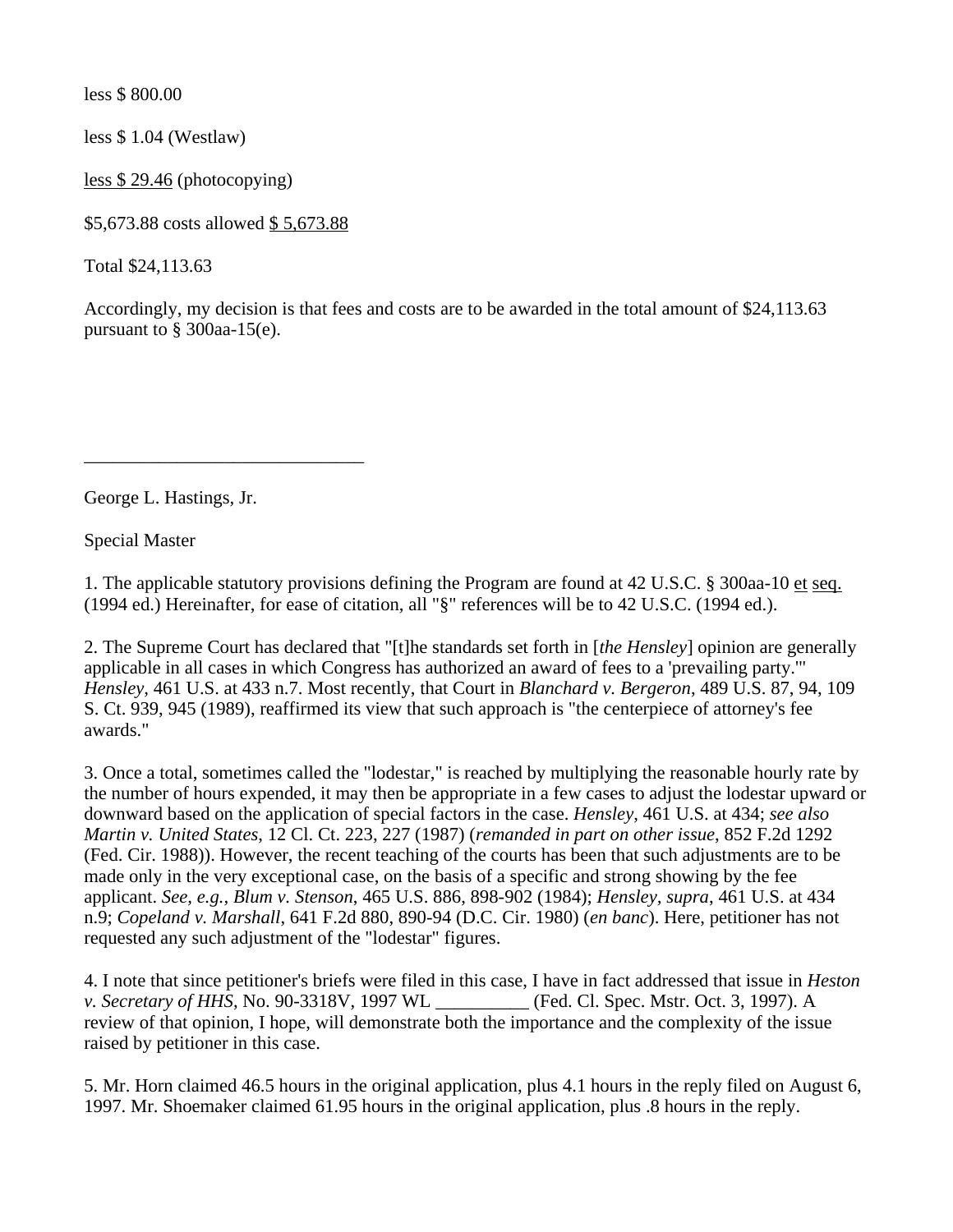less $ 800.00

less $ 1.04 (Westlaw)

less $ 29.46 (photocopying)

$5,673.88 costs allowed $ 5,673.88

Total $24,113.63

Accordingly, my decision is that fees and costs are to be awarded in the total amount of $24,113.63 pursuant to § 300aa-15(e).

______________________________

George L. Hastings, Jr.

Special Master

1. The applicable statutory provisions defining the Program are found at 42 U.S.C. § 300aa-10 et seq. (1994 ed.) Hereinafter, for ease of citation, all "§" references will be to 42 U.S.C. (1994 ed.).

2. The Supreme Court has declared that "[t]he standards set forth in [*the Hensley*] opinion are generally applicable in all cases in which Congress has authorized an award of fees to a 'prevailing party.'" *Hensley*, 461 U.S. at 433 n.7. Most recently, that Court in *Blanchard v. Bergeron*, 489 U.S. 87, 94, 109 S. Ct. 939, 945 (1989), reaffirmed its view that such approach is "the centerpiece of attorney's fee awards."

3. Once a total, sometimes called the "lodestar," is reached by multiplying the reasonable hourly rate by the number of hours expended, it may then be appropriate in a few cases to adjust the lodestar upward or downward based on the application of special factors in the case. *Hensley*, 461 U.S. at 434; *see also Martin v. United States*, 12 Cl. Ct. 223, 227 (1987) (*remanded in part on other issue*, 852 F.2d 1292 (Fed. Cir. 1988)). However, the recent teaching of the courts has been that such adjustments are to be made only in the very exceptional case, on the basis of a specific and strong showing by the fee applicant. *See, e.g., Blum v. Stenson*, 465 U.S. 886, 898-902 (1984); *Hensley, supra*, 461 U.S. at 434 n.9; *Copeland v. Marshall*, 641 F.2d 880, 890-94 (D.C. Cir. 1980) (*en banc*). Here, petitioner has not requested any such adjustment of the "lodestar" figures.

4. I note that since petitioner's briefs were filed in this case, I have in fact addressed that issue in *Heston v. Secretary of HHS*, No. 90-3318V, 1997 WL __________ (Fed. Cl. Spec. Mstr. Oct. 3, 1997). A review of that opinion, I hope, will demonstrate both the importance and the complexity of the issue raised by petitioner in this case.

5. Mr. Horn claimed 46.5 hours in the original application, plus 4.1 hours in the reply filed on August 6, 1997. Mr. Shoemaker claimed 61.95 hours in the original application, plus .8 hours in the reply.